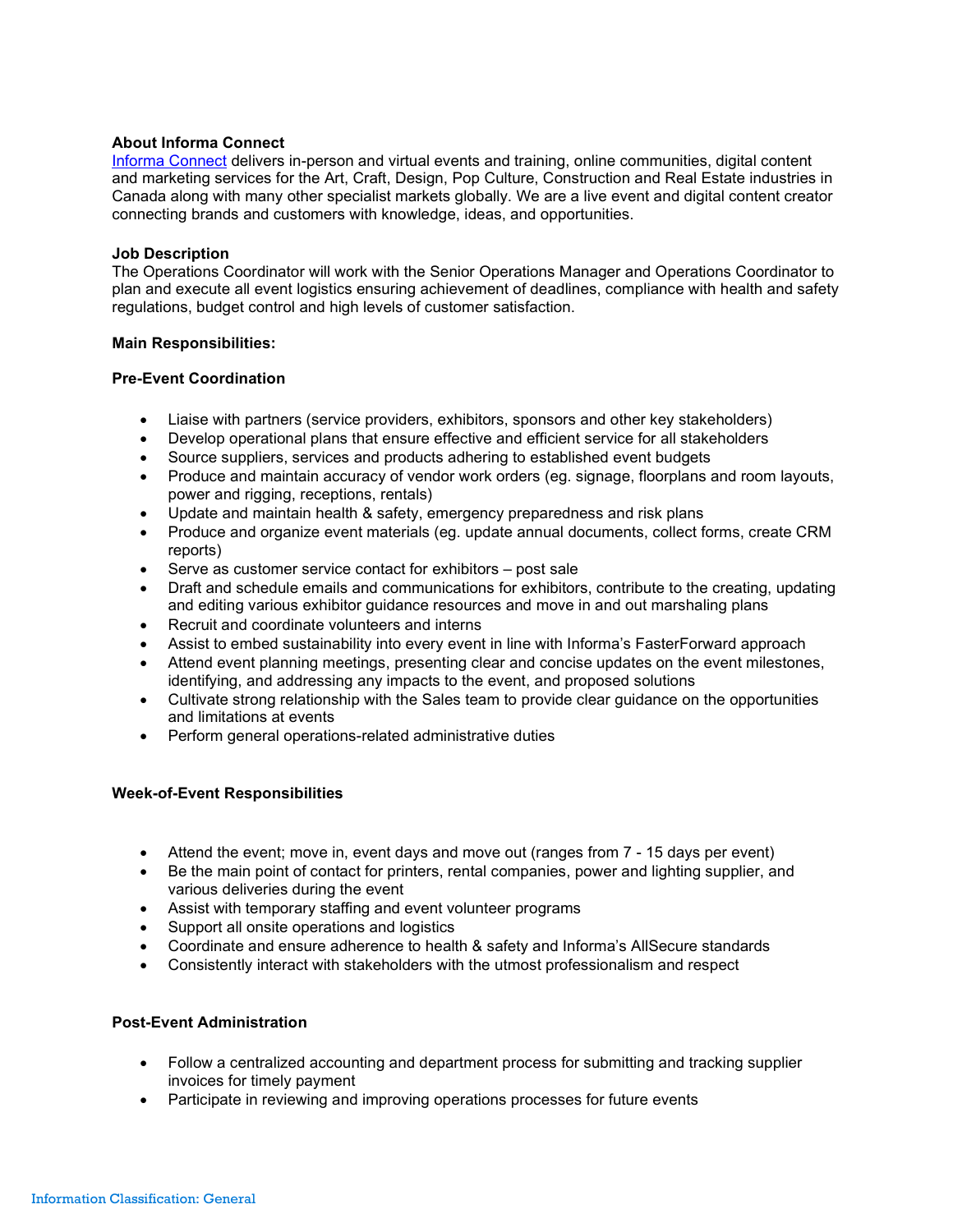**About Informa Connect**

[Informa Connect](#) delivers in-person and virtual events and training, online communities, digital content and marketing services for the Art, Craft, Design, Pop Culture, Construction and Real Estate industries in Canada along with many other specialist markets globally. We are a live event and digital content creator connecting brands and customers with knowledge, ideas, and opportunities.

**Job Description**

The Operations Coordinator will work with the Senior Operations Manager and Operations Coordinator to plan and execute all event logistics ensuring achievement of deadlines, compliance with health and safety regulations, budget control and high levels of customer satisfaction.

**Main Responsibilities:**

**Pre-Event Coordination**

- Liaise with partners (service providers, exhibitors, sponsors and other key stakeholders)
- Develop operational plans that ensure effective and efficient service for all stakeholders
- Source suppliers, services and products adhering to established event budgets
- Produce and maintain accuracy of vendor work orders (eg. signage, floorplans and room layouts, power and rigging, receptions, rentals)
- Update and maintain health & safety, emergency preparedness and risk plans
- Produce and organize event materials (eg. update annual documents, collect forms, create CRM reports)
- Serve as customer service contact for exhibitors – post sale
- Draft and schedule emails and communications for exhibitors, contribute to the creating, updating and editing various exhibitor guidance resources and move in and out marshaling plans
- Recruit and coordinate volunteers and interns
- Assist to embed sustainability into every event in line with Informa's FasterForward approach
- Attend event planning meetings, presenting clear and concise updates on the event milestones, identifying, and addressing any impacts to the event, and proposed solutions
- Cultivate strong relationship with the Sales team to provide clear guidance on the opportunities and limitations at events
- Perform general operations-related administrative duties

**Week-of-Event Responsibilities**

- Attend the event; move in, event days and move out (ranges from 7 - 15 days per event)
- Be the main point of contact for printers, rental companies, power and lighting supplier, and various deliveries during the event
- Assist with temporary staffing and event volunteer programs
- Support all onsite operations and logistics
- Coordinate and ensure adherence to health & safety and Informa's AllSecure standards
- Consistently interact with stakeholders with the utmost professionalism and respect

**Post-Event Administration**

- Follow a centralized accounting and department process for submitting and tracking supplier invoices for timely payment
- Participate in reviewing and improving operations processes for future events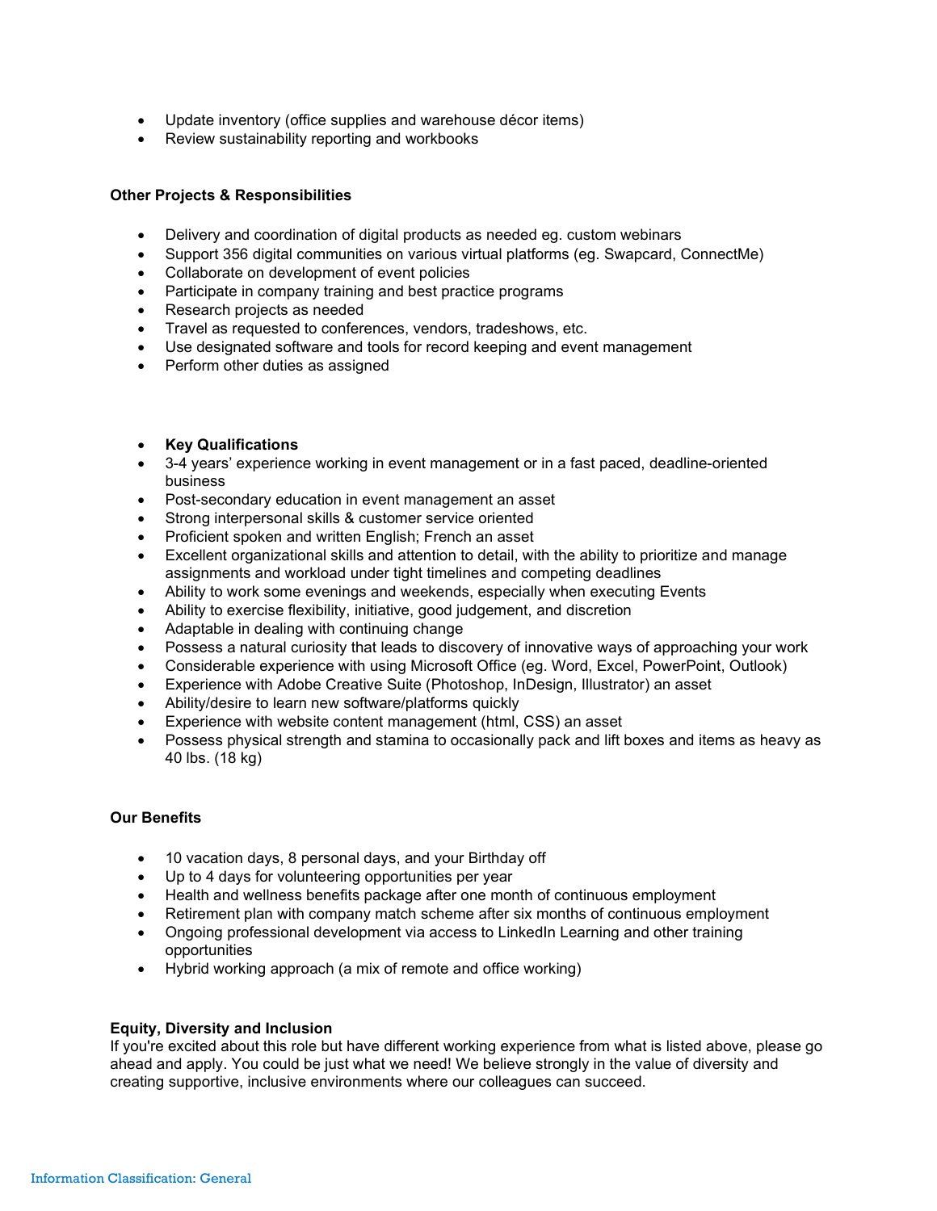- Update inventory (office supplies and warehouse décor items)
- Review sustainability reporting and workbooks

**Other Projects & Responsibilities**

- Delivery and coordination of digital products as needed eg. custom webinars
- Support 356 digital communities on various virtual platforms (eg. Swapcard, ConnectMe)
- Collaborate on development of event policies
- Participate in company training and best practice programs
- Research projects as needed
- Travel as requested to conferences, vendors, tradeshows, etc.
- Use designated software and tools for record keeping and event management
- Perform other duties as assigned

- **Key Qualifications**
- 3-4 years' experience working in event management or in a fast paced, deadline-oriented business
- Post-secondary education in event management an asset
- Strong interpersonal skills & customer service oriented
- Proficient spoken and written English; French an asset
- Excellent organizational skills and attention to detail, with the ability to prioritize and manage assignments and workload under tight timelines and competing deadlines
- Ability to work some evenings and weekends, especially when executing Events
- Ability to exercise flexibility, initiative, good judgement, and discretion
- Adaptable in dealing with continuing change
- Possess a natural curiosity that leads to discovery of innovative ways of approaching your work
- Considerable experience with using Microsoft Office (eg. Word, Excel, PowerPoint, Outlook)
- Experience with Adobe Creative Suite (Photoshop, InDesign, Illustrator) an asset
- Ability/desire to learn new software/platforms quickly
- Experience with website content management (html, CSS) an asset
- Possess physical strength and stamina to occasionally pack and lift boxes and items as heavy as 40 lbs. (18 kg)

**Our Benefits**

- 10 vacation days, 8 personal days, and your Birthday off
- Up to 4 days for volunteering opportunities per year
- Health and wellness benefits package after one month of continuous employment
- Retirement plan with company match scheme after six months of continuous employment
- Ongoing professional development via access to LinkedIn Learning and other training opportunities
- Hybrid working approach (a mix of remote and office working)

**Equity, Diversity and Inclusion**

If you're excited about this role but have different working experience from what is listed above, please go ahead and apply. You could be just what we need! We believe strongly in the value of diversity and creating supportive, inclusive environments where our colleagues can succeed.

Information Classification: General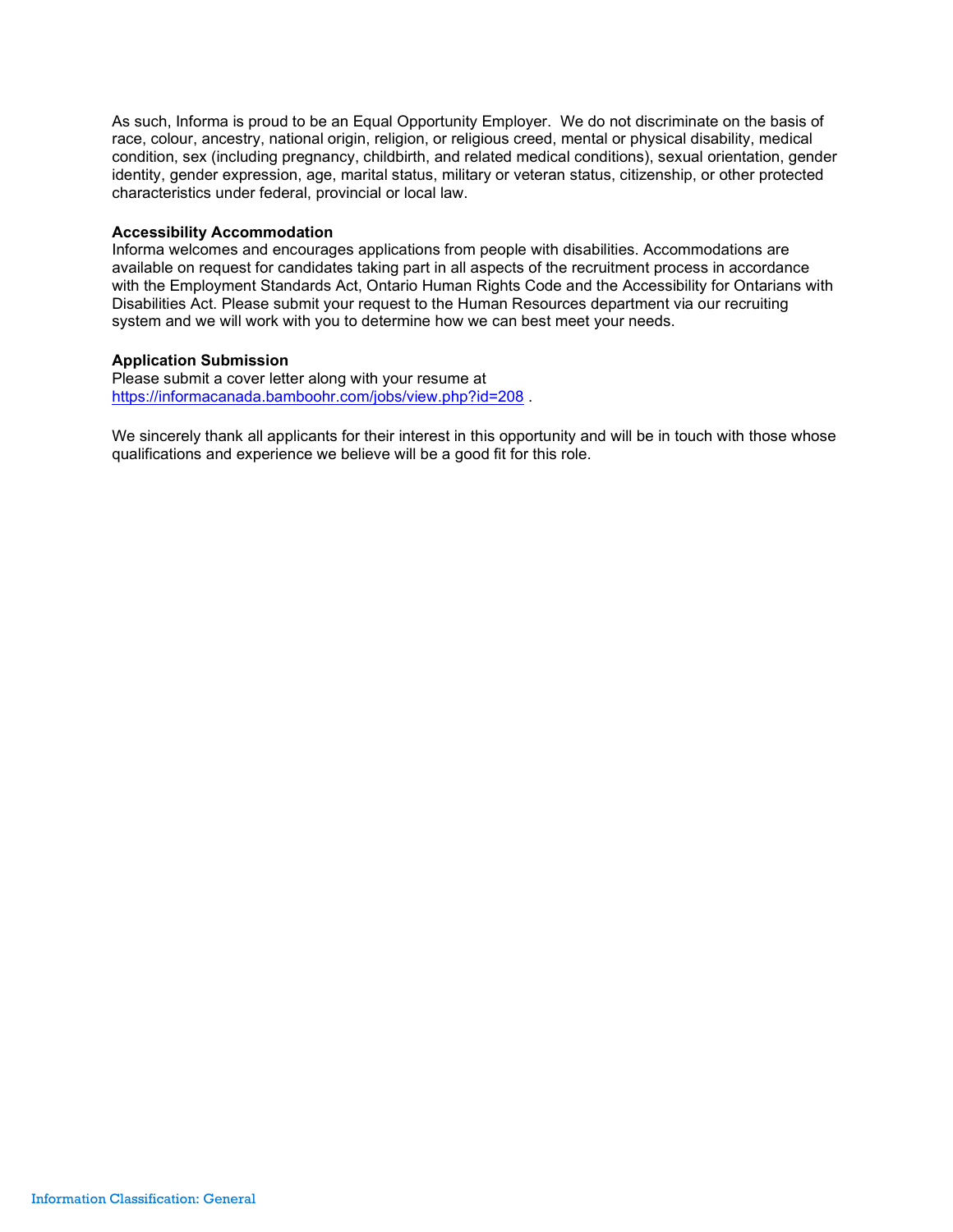As such, Informa is proud to be an Equal Opportunity Employer. We do not discriminate on the basis of race, colour, ancestry, national origin, religion, or religious creed, mental or physical disability, medical condition, sex (including pregnancy, childbirth, and related medical conditions), sexual orientation, gender identity, gender expression, age, marital status, military or veteran status, citizenship, or other protected characteristics under federal, provincial or local law.

**Accessibility Accommodation**
Informa welcomes and encourages applications from people with disabilities. Accommodations are available on request for candidates taking part in all aspects of the recruitment process in accordance with the Employment Standards Act, Ontario Human Rights Code and the Accessibility for Ontarians with Disabilities Act. Please submit your request to the Human Resources department via our recruiting system and we will work with you to determine how we can best meet your needs.

**Application Submission**
Please submit a cover letter along with your resume at https://informacanada.bamboohr.com/jobs/view.php?id=208 .

We sincerely thank all applicants for their interest in this opportunity and will be in touch with those whose qualifications and experience we believe will be a good fit for this role.